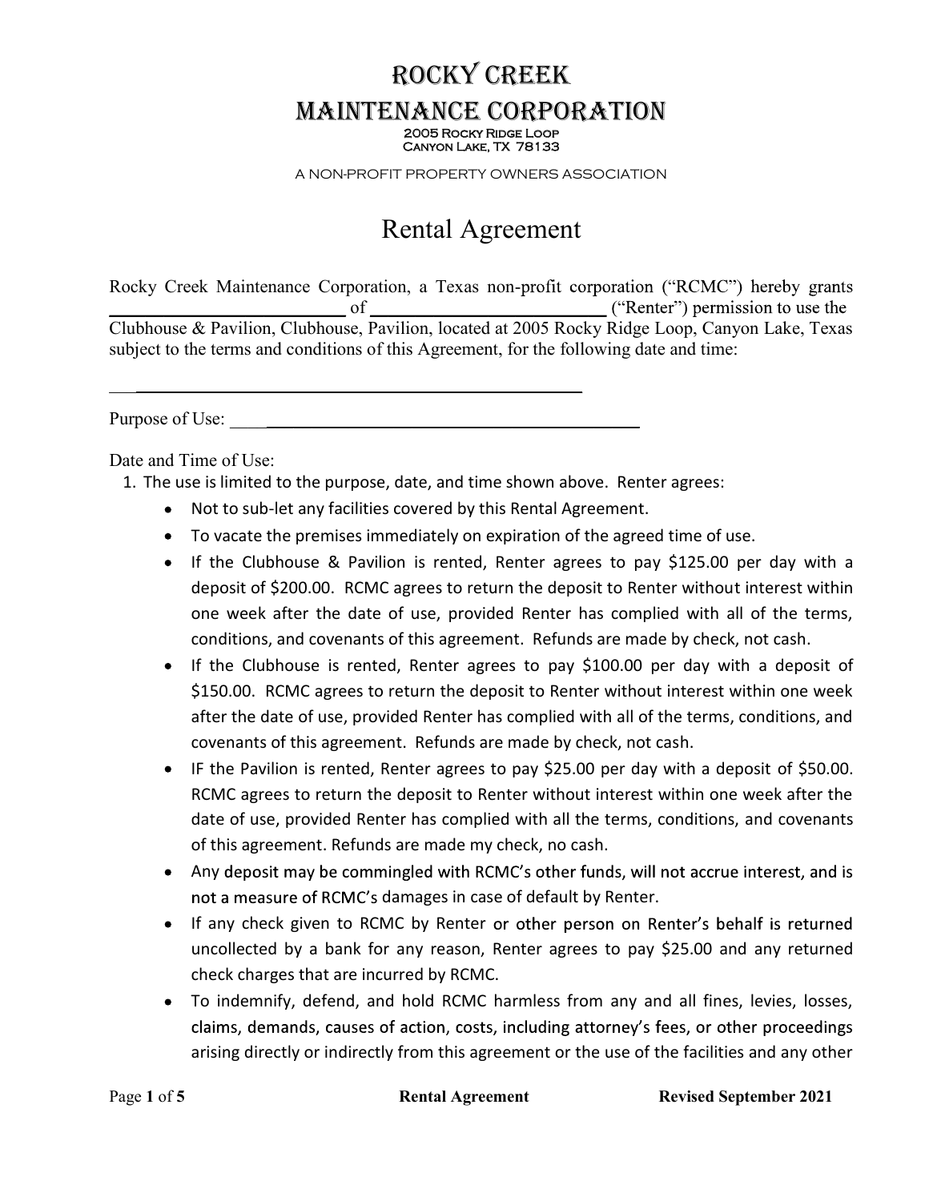# ROCKY CREEK MAINTENANCE CORPORATION

2005 Rocky Ridge Loop
Canyon Lake, TX 78133

A NON-PROFIT PROPERTY OWNERS ASSOCIATION

## Rental Agreement

Rocky Creek Maintenance Corporation, a Texas non-profit corporation ("RCMC") hereby grants ________________________ of ________________________ ("Renter") permission to use the Clubhouse & Pavilion, Clubhouse, Pavilion, located at 2005 Rocky Ridge Loop, Canyon Lake, Texas subject to the terms and conditions of this Agreement, for the following date and time:

___________________________________________________

Purpose of Use: ________________________________________

Date and Time of Use:

1. The use is limited to the purpose, date, and time shown above. Renter agrees:
   - Not to sub-let any facilities covered by this Rental Agreement.
   - To vacate the premises immediately on expiration of the agreed time of use.
   - If the Clubhouse & Pavilion is rented, Renter agrees to pay $125.00 per day with a deposit of $200.00. RCMC agrees to return the deposit to Renter without interest within one week after the date of use, provided Renter has complied with all of the terms, conditions, and covenants of this agreement. Refunds are made by check, not cash.
   - If the Clubhouse is rented, Renter agrees to pay $100.00 per day with a deposit of $150.00. RCMC agrees to return the deposit to Renter without interest within one week after the date of use, provided Renter has complied with all of the terms, conditions, and covenants of this agreement. Refunds are made by check, not cash.
   - IF the Pavilion is rented, Renter agrees to pay $25.00 per day with a deposit of $50.00. RCMC agrees to return the deposit to Renter without interest within one week after the date of use, provided Renter has complied with all the terms, conditions, and covenants of this agreement. Refunds are made my check, no cash.
   - Any deposit may be commingled with RCMC's other funds, will not accrue interest, and is not a measure of RCMC's damages in case of default by Renter.
   - If any check given to RCMC by Renter or other person on Renter's behalf is returned uncollected by a bank for any reason, Renter agrees to pay $25.00 and any returned check charges that are incurred by RCMC.
   - To indemnify, defend, and hold RCMC harmless from any and all fines, levies, losses, claims, demands, causes of action, costs, including attorney's fees, or other proceedings arising directly or indirectly from this agreement or the use of the facilities and any other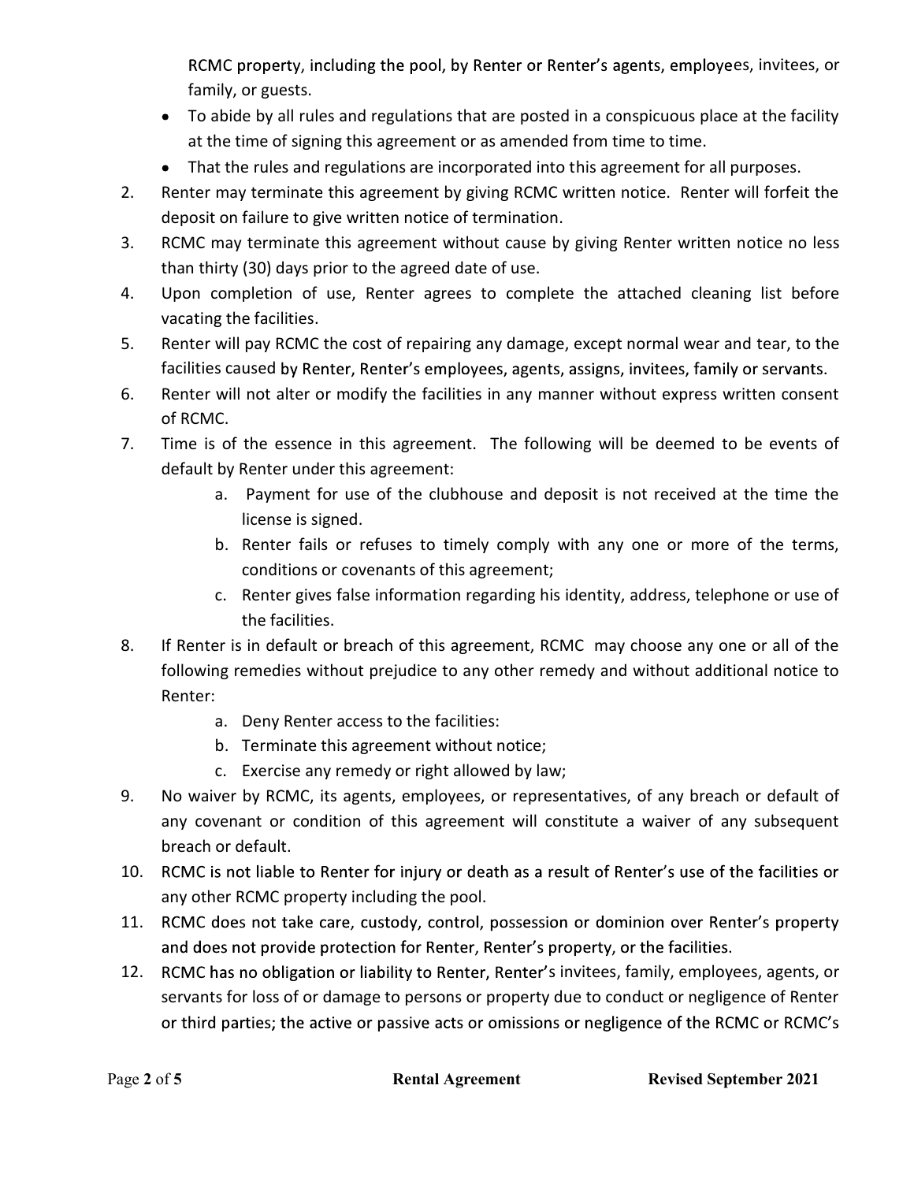RCMC property, including the pool, by Renter or Renter's agents, employees, invitees, or family, or guests.

- To abide by all rules and regulations that are posted in a conspicuous place at the facility at the time of signing this agreement or as amended from time to time.
- That the rules and regulations are incorporated into this agreement for all purposes.

2. Renter may terminate this agreement by giving RCMC written notice. Renter will forfeit the deposit on failure to give written notice of termination.
3. RCMC may terminate this agreement without cause by giving Renter written notice no less than thirty (30) days prior to the agreed date of use.
4. Upon completion of use, Renter agrees to complete the attached cleaning list before vacating the facilities.
5. Renter will pay RCMC the cost of repairing any damage, except normal wear and tear, to the facilities caused by Renter, Renter's employees, agents, assigns, invitees, family or servants.
6. Renter will not alter or modify the facilities in any manner without express written consent of RCMC.
7. Time is of the essence in this agreement. The following will be deemed to be events of default by Renter under this agreement:
    a. Payment for use of the clubhouse and deposit is not received at the time the license is signed.
    b. Renter fails or refuses to timely comply with any one or more of the terms, conditions or covenants of this agreement;
    c. Renter gives false information regarding his identity, address, telephone or use of the facilities.
8. If Renter is in default or breach of this agreement, RCMC may choose any one or all of the following remedies without prejudice to any other remedy and without additional notice to Renter:
    a. Deny Renter access to the facilities:
    b. Terminate this agreement without notice;
    c. Exercise any remedy or right allowed by law;
9. No waiver by RCMC, its agents, employees, or representatives, of any breach or default of any covenant or condition of this agreement will constitute a waiver of any subsequent breach or default.
10. RCMC is not liable to Renter for injury or death as a result of Renter's use of the facilities or any other RCMC property including the pool.
11. RCMC does not take care, custody, control, possession or dominion over Renter's property and does not provide protection for Renter, Renter's property, or the facilities.
12. RCMC has no obligation or liability to Renter, Renter's invitees, family, employees, agents, or servants for loss of or damage to persons or property due to conduct or negligence of Renter or third parties; the active or passive acts or omissions or negligence of the RCMC or RCMC's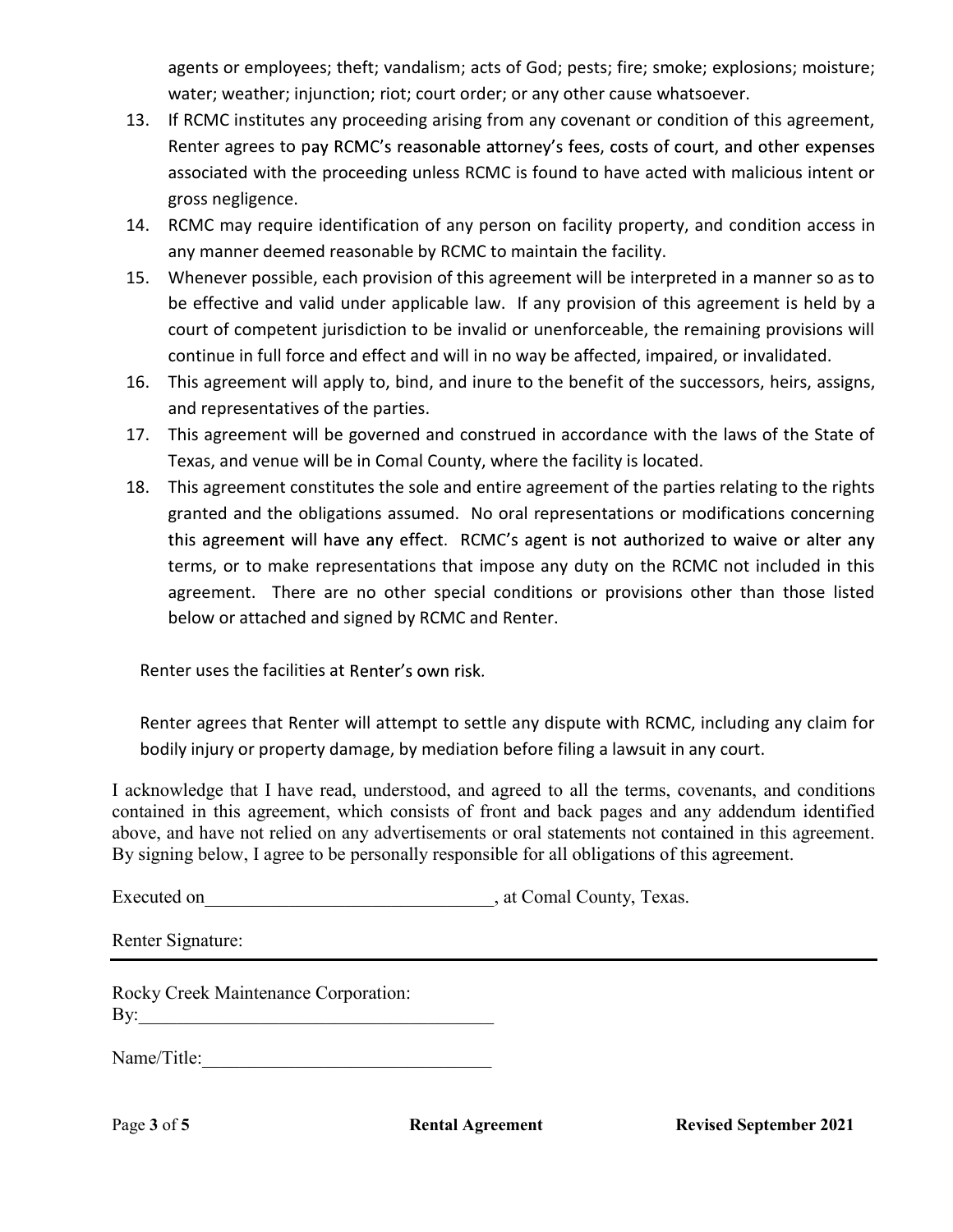agents or employees; theft; vandalism; acts of God; pests; fire; smoke; explosions; moisture; water; weather; injunction; riot; court order; or any other cause whatsoever.

13. If RCMC institutes any proceeding arising from any covenant or condition of this agreement, Renter agrees to pay RCMC's reasonable attorney's fees, costs of court, and other expenses associated with the proceeding unless RCMC is found to have acted with malicious intent or gross negligence.
14. RCMC may require identification of any person on facility property, and condition access in any manner deemed reasonable by RCMC to maintain the facility.
15. Whenever possible, each provision of this agreement will be interpreted in a manner so as to be effective and valid under applicable law. If any provision of this agreement is held by a court of competent jurisdiction to be invalid or unenforceable, the remaining provisions will continue in full force and effect and will in no way be affected, impaired, or invalidated.
16. This agreement will apply to, bind, and inure to the benefit of the successors, heirs, assigns, and representatives of the parties.
17. This agreement will be governed and construed in accordance with the laws of the State of Texas, and venue will be in Comal County, where the facility is located.
18. This agreement constitutes the sole and entire agreement of the parties relating to the rights granted and the obligations assumed. No oral representations or modifications concerning this agreement will have any effect. RCMC's agent is not authorized to waive or alter any terms, or to make representations that impose any duty on the RCMC not included in this agreement. There are no other special conditions or provisions other than those listed below or attached and signed by RCMC and Renter.

Renter uses the facilities at Renter's own risk.

Renter agrees that Renter will attempt to settle any dispute with RCMC, including any claim for bodily injury or property damage, by mediation before filing a lawsuit in any court.

I acknowledge that I have read, understood, and agreed to all the terms, covenants, and conditions contained in this agreement, which consists of front and back pages and any addendum identified above, and have not relied on any advertisements or oral statements not contained in this agreement. By signing below, I agree to be personally responsible for all obligations of this agreement.

Executed on_______________________________, at Comal County, Texas.

Renter Signature:

---

Rocky Creek Maintenance Corporation:
By:_______________________________________

Name/Title:________________________________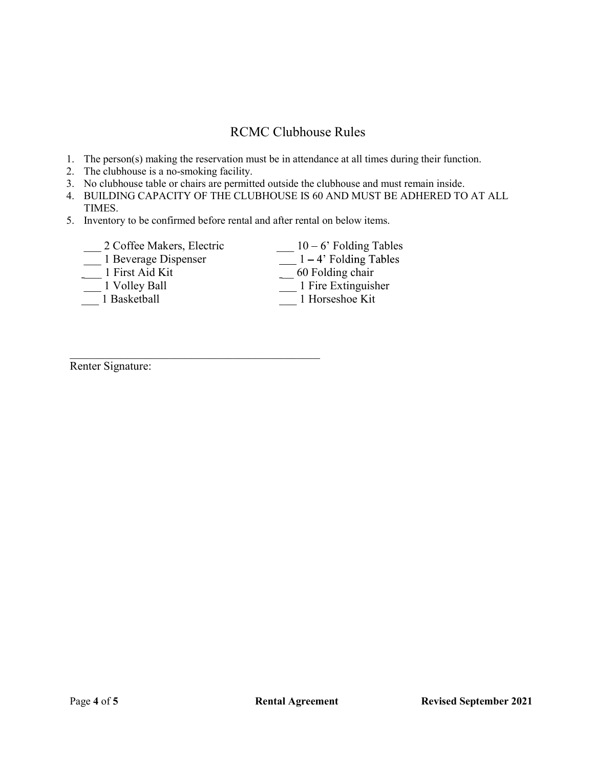# RCMC Clubhouse Rules

1. The person(s) making the reservation must be in attendance at all times during their function.
2. The clubhouse is a no-smoking facility.
3. No clubhouse table or chairs are permitted outside the clubhouse and must remain inside.
4. BUILDING CAPACITY OF THE CLUBHOUSE IS 60 AND MUST BE ADHERED TO AT ALL TIMES.
5. Inventory to be confirmed before rental and after rental on below items.

___ 2 Coffee Makers, Electric
___ 1 Beverage Dispenser
___ 1 First Aid Kit
___ 1 Volley Ball
___ 1 Basketball
___ 10 – 6' Folding Tables
___ 1 – 4' Folding Tables
___ 60 Folding chair
___ 1 Fire Extinguisher
___ 1 Horseshoe Kit

_______________________________________

Renter Signature: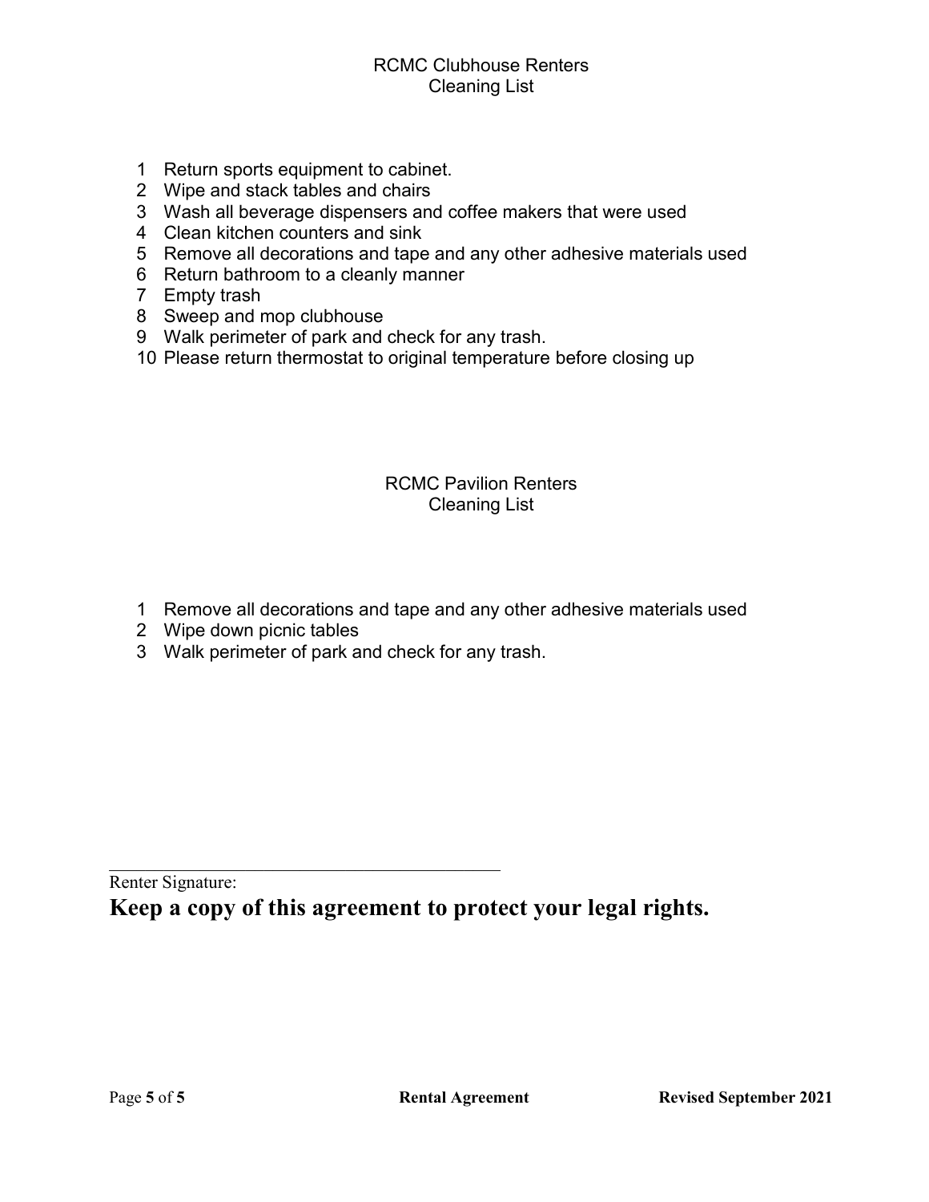## RCMC Clubhouse Renters
## Cleaning List

1. Return sports equipment to cabinet.
2. Wipe and stack tables and chairs
3. Wash all beverage dispensers and coffee makers that were used
4. Clean kitchen counters and sink
5. Remove all decorations and tape and any other adhesive materials used
6. Return bathroom to a cleanly manner
7. Empty trash
8. Sweep and mop clubhouse
9. Walk perimeter of park and check for any trash.
10. Please return thermostat to original temperature before closing up

## RCMC Pavilion Renters
## Cleaning List

1. Remove all decorations and tape and any other adhesive materials used
2. Wipe down picnic tables
3. Walk perimeter of park and check for any trash.

\_\_\_\_\_\_\_\_\_\_\_\_\_\_\_\_\_\_\_\_\_\_\_\_\_\_\_\_\_\_\_\_\_\_\_\_\_\_\_\_\_\_\_\_

Renter Signature:

**Keep a copy of this agreement to protect your legal rights.**